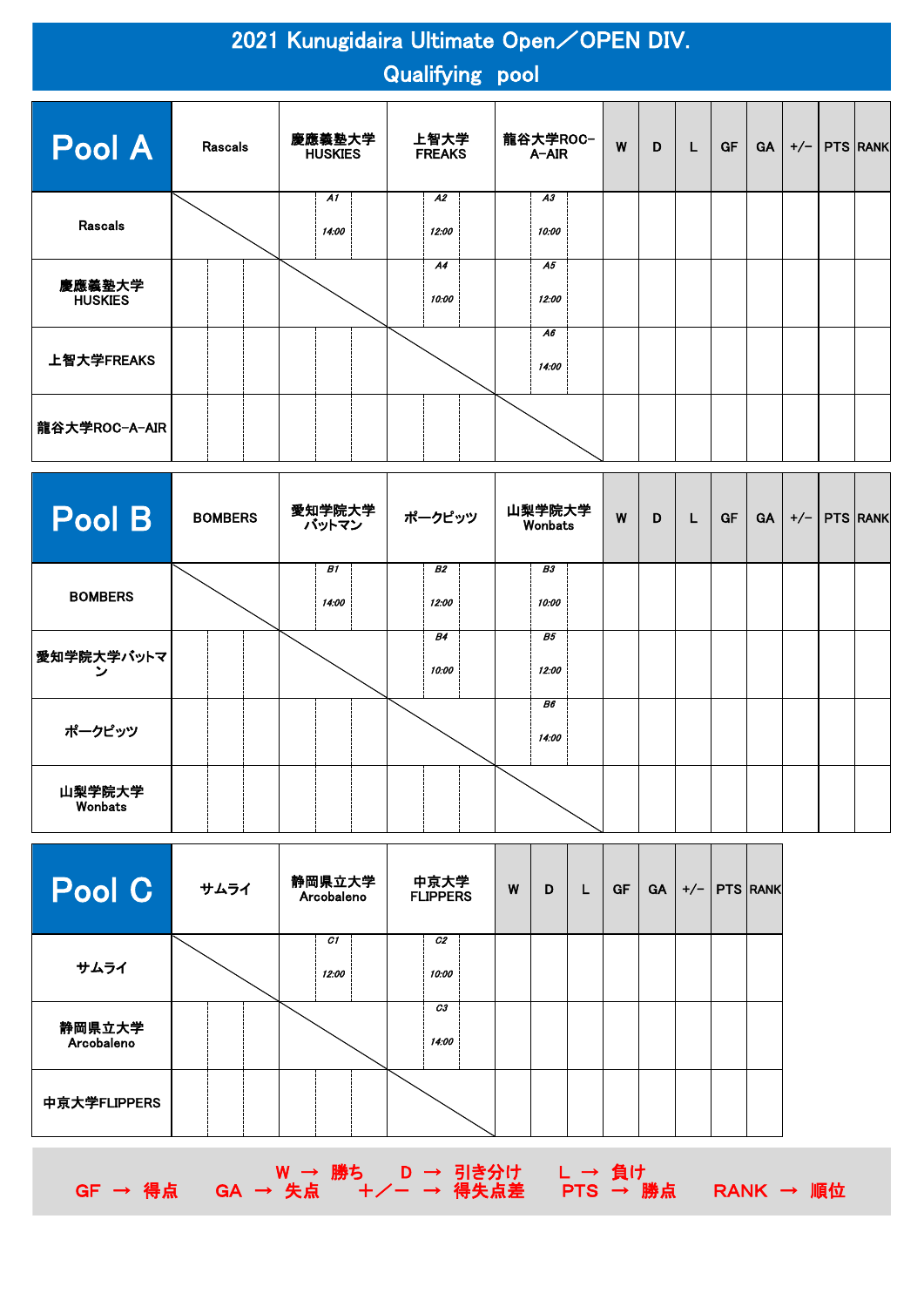# 2021 Kunugidaira Ultimate Open／OPEN DIV.
## Qualifying pool

| Pool A | Rascals | 慶應義塾大学 HUSKIES | 上智大学 FREAKS | 龍谷大学ROC-A-AIR | W | D | L | GF | GA | +/- | PTS | RANK |
|---|---|---|---|---|---|---|---|---|---|---|---|---|
| Rascals | | A1 14:00 | A2 12:00 | A3 10:00 | | | | | | | | |
| 慶應義塾大学 HUSKIES | | | A4 10:00 | A5 12:00 | | | | | | | | |
| 上智大学FREAKS | | | | A6 14:00 | | | | | | | | |
| 龍谷大学ROC-A-AIR | | | | | | | | | | | | |

| Pool B | BOMBERS | 愛知学院大学 バットマン | ポークピッツ | 山梨学院大学 Wonbats | W | D | L | GF | GA | +/- | PTS | RANK |
|---|---|---|---|---|---|---|---|---|---|---|---|---|
| BOMBERS | | B1 14:00 | B2 12:00 | B3 10:00 | | | | | | | | |
| 愛知学院大学バットマン | | | B4 10:00 | B5 12:00 | | | | | | | | |
| ポークピッツ | | | | B6 14:00 | | | | | | | | |
| 山梨学院大学 Wonbats | | | | | | | | | | | | |

| Pool C | サムライ | 静岡県立大学 Arcobaleno | 中京大学 FLIPPERS | W | D | L | GF | GA | +/- | PTS | RANK |
|---|---|---|---|---|---|---|---|---|---|---|---|
| サムライ | | C1 12:00 | C2 10:00 | | | | | | | | |
| 静岡県立大学 Arcobaleno | | | C3 14:00 | | | | | | | | |
| 中京大学FLIPPERS | | | | | | | | | | | |

W → 勝ち　D → 引き分け　L → 負け
GF → 得点　GA → 失点　＋／－ → 得失点差　PTS → 勝点　RANK → 順位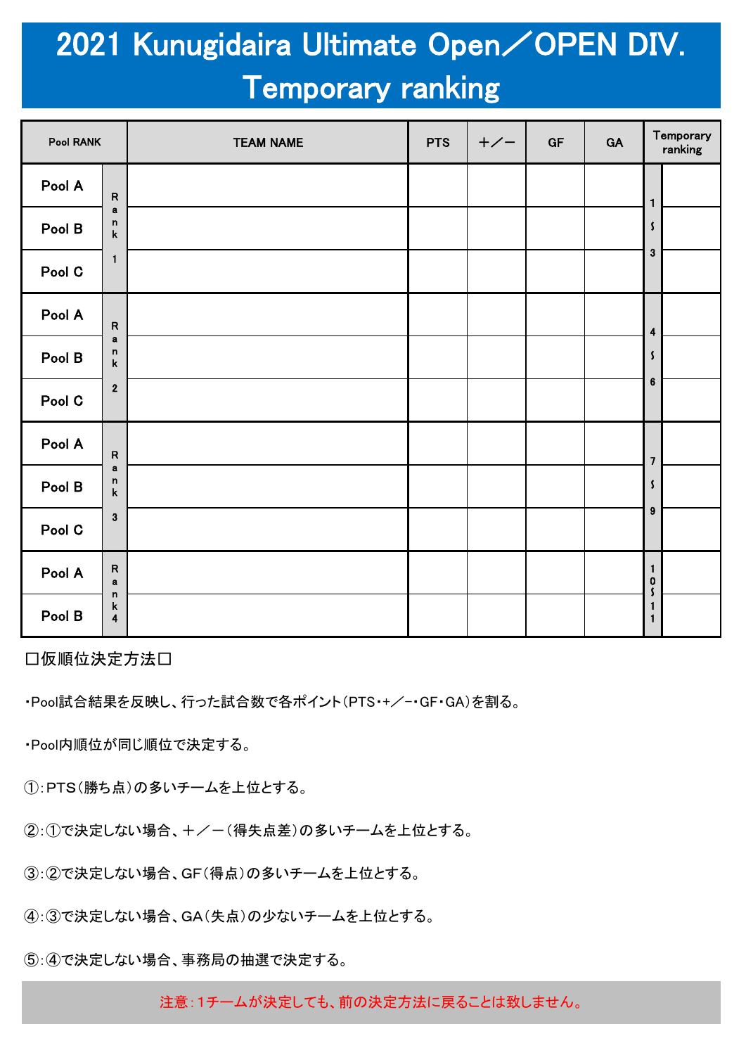# 2021 Kunugidaira Ultimate Open／OPEN DIV. Temporary ranking

| Pool RANK | | TEAM NAME | PTS | +／− | GF | GA | Temporary ranking | |
|---|---|---|---|---|---|---|---|---|
| Pool A | Rank 1 | | | | | | 1～3 | |
| Pool B | | | | | | | | |
| Pool C | | | | | | | | |
| Pool A | Rank 2 | | | | | | 4～6 | |
| Pool B | | | | | | | | |
| Pool C | | | | | | | | |
| Pool A | Rank 3 | | | | | | 7～9 | |
| Pool B | | | | | | | | |
| Pool C | | | | | | | | |
| Pool A | Rank 4 | | | | | | 10～11 | |
| Pool B | | | | | | | | |

□仮順位決定方法□

・Pool試合結果を反映し、行った試合数で各ポイント（PTS・+／−・GF・GA）を割る。

・Pool内順位が同じ順位で決定する。

①：PTS（勝ち点）の多いチームを上位とする。

②：①で決定しない場合、＋／－（得失点差）の多いチームを上位とする。

③：②で決定しない場合、GF（得点）の多いチームを上位とする。

④：③で決定しない場合、GA（失点）の少ないチームを上位とする。

⑤：④で決定しない場合、事務局の抽選で決定する。

注意：1チームが決定しても、前の決定方法に戻ることは致しません。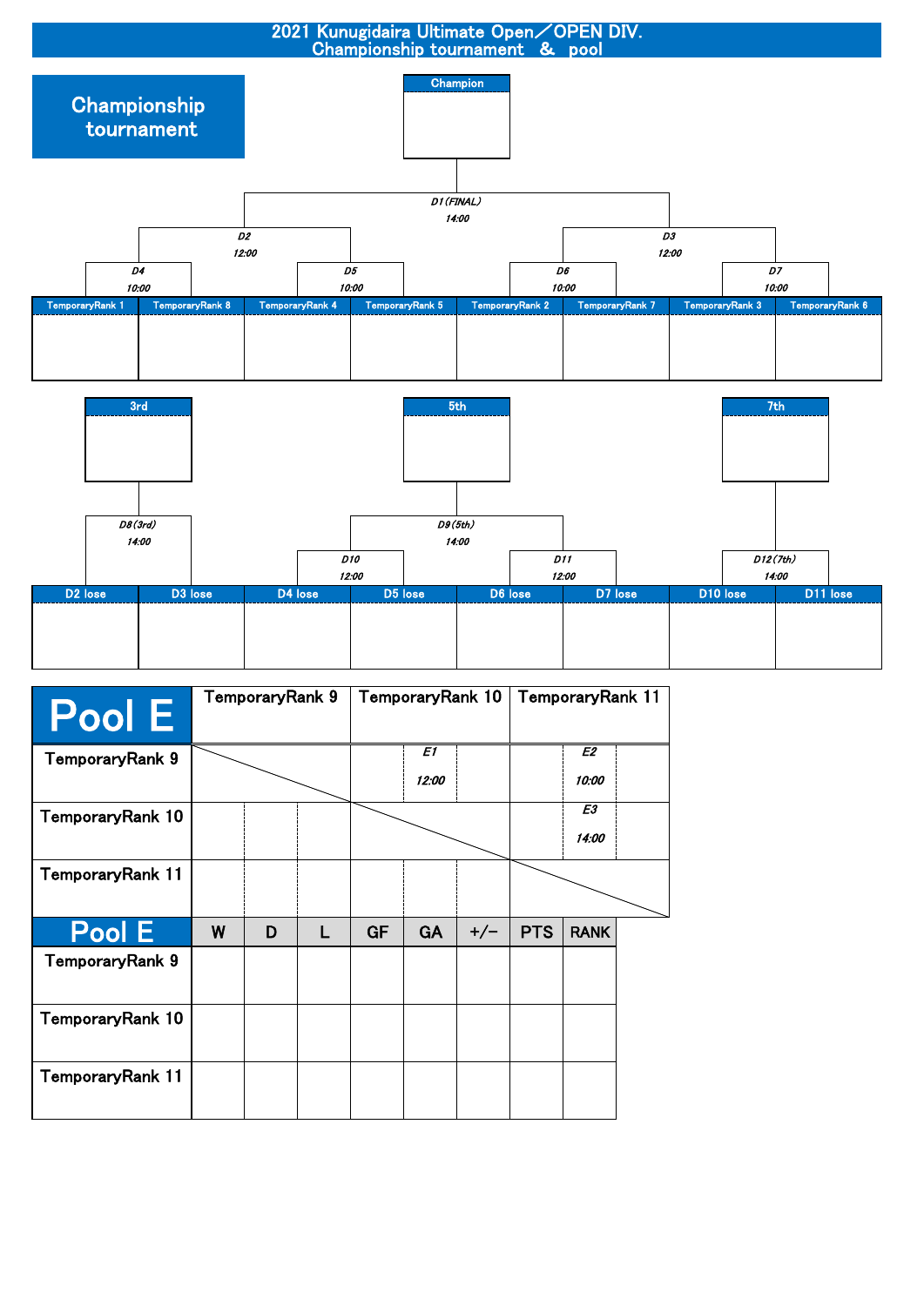# 2021 Kunugidaira Ultimate Open／OPEN DIV.
## Championship tournament ＆ pool

## Championship tournament

**Champion**

*D1(FINAL)* *14:00*

*D2* *12:00*　　*D3* *12:00*

*D4* *10:00*　　*D5* *10:00*　　*D6* *10:00*　　*D7* *10:00*

| TemporaryRank 1 | TemporaryRank 8 | TemporaryRank 4 | TemporaryRank 5 | TemporaryRank 2 | TemporaryRank 7 | TemporaryRank 3 | TemporaryRank 6 |
|---|---|---|---|---|---|---|---|
| | | | | | | | |

**3rd**　　**5th**　　**7th**

*D8(3rd)* *14:00*　　*D9(5th)* *14:00*　　*D12(7th)* *14:00*

*D10* *12:00*　　*D11* *12:00*

| D2 lose | D3 lose | D4 lose | D5 lose | D6 lose | D7 lose | D10 lose | D11 lose |
|---|---|---|---|---|---|---|---|
| | | | | | | | |

| Pool E | TemporaryRank 9 | TemporaryRank 10 | TemporaryRank 11 |
|---|---|---|---|
| TemporaryRank 9 | | *E1* *12:00* | *E2* *10:00* |
| TemporaryRank 10 | | | *E3* *14:00* |
| TemporaryRank 11 | | | |

| Pool E | W | D | L | GF | GA | +/− | PTS | RANK |
|---|---|---|---|---|---|---|---|---|
| TemporaryRank 9 | | | | | | | | |
| TemporaryRank 10 | | | | | | | | |
| TemporaryRank 11 | | | | | | | | |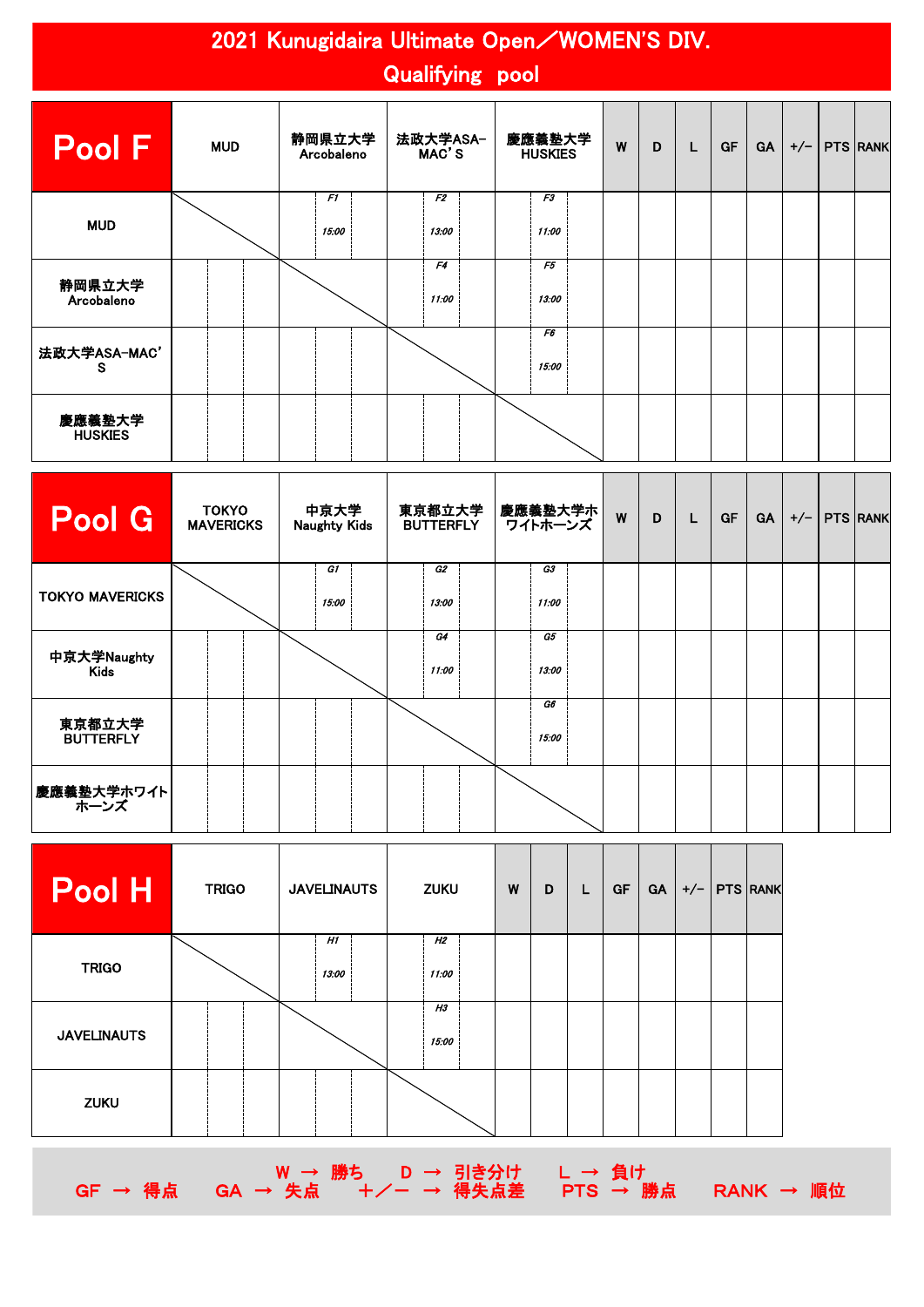# 2021 Kunugidaira Ultimate Open／WOMEN'S DIV.
## Qualifying pool

| Pool F | MUD | 静岡県立大学 Arcobaleno | 法政大学ASA-MAC'S | 慶應義塾大学 HUSKIES | W | D | L | GF | GA | +/− | PTS | RANK |
|---|---|---|---|---|---|---|---|---|---|---|---|---|
| MUD | | F1 15:00 | F2 13:00 | F3 11:00 | | | | | | | | |
| 静岡県立大学 Arcobaleno | | | F4 11:00 | F5 13:00 | | | | | | | | |
| 法政大学ASA-MAC'S | | | | F6 15:00 | | | | | | | | |
| 慶應義塾大学 HUSKIES | | | | | | | | | | | | |

| Pool G | TOKYO MAVERICKS | 中京大学 Naughty Kids | 東京都立大学 BUTTERFLY | 慶應義塾大学ホワイトホーンズ | W | D | L | GF | GA | +/− | PTS | RANK |
|---|---|---|---|---|---|---|---|---|---|---|---|---|
| TOKYO MAVERICKS | | G1 15:00 | G2 13:00 | G3 11:00 | | | | | | | | |
| 中京大学Naughty Kids | | | G4 11:00 | G5 13:00 | | | | | | | | |
| 東京都立大学 BUTTERFLY | | | | G6 15:00 | | | | | | | | |
| 慶應義塾大学ホワイトホーンズ | | | | | | | | | | | | |

| Pool H | TRIGO | JAVELINAUTS | ZUKU | W | D | L | GF | GA | +/− | PTS | RANK |
|---|---|---|---|---|---|---|---|---|---|---|---|
| TRIGO | | H1 13:00 | H2 11:00 | | | | | | | | |
| JAVELINAUTS | | | H3 15:00 | | | | | | | | |
| ZUKU | | | | | | | | | | | |

W → 勝ち　D → 引き分け　L → 負け
GF → 得点　GA → 失点　＋／− → 得失点差　PTS → 勝点　RANK → 順位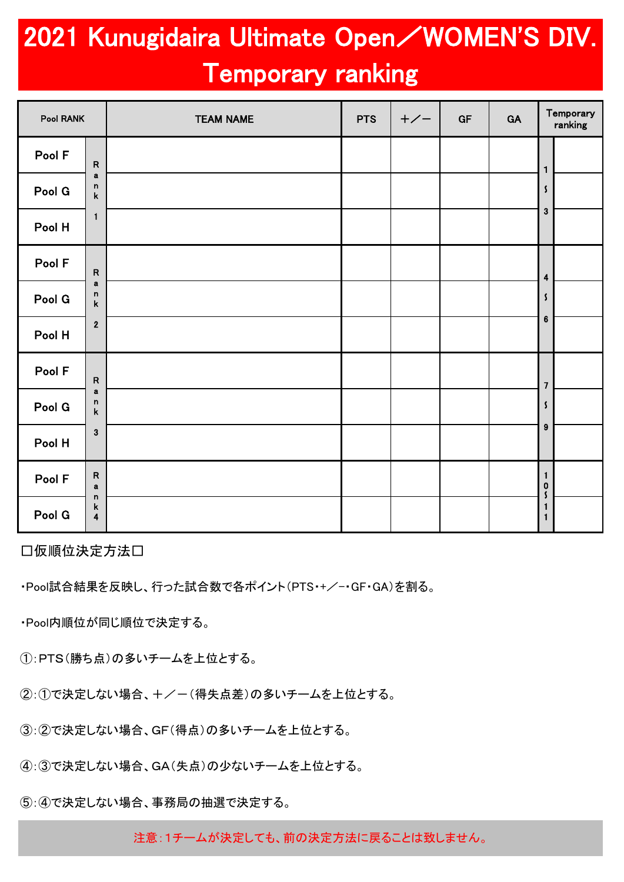# 2021 Kunugidaira Ultimate Open／WOMEN'S DIV. Temporary ranking

| Pool RANK | | TEAM NAME | PTS | +／− | GF | GA | Temporary ranking | |
|---|---|---|---|---|---|---|---|---|
| Pool F | Rank 1 | | | | | | 1～3 | |
| Pool G | | | | | | | | |
| Pool H | | | | | | | | |
| Pool F | Rank 2 | | | | | | 4～6 | |
| Pool G | | | | | | | | |
| Pool H | | | | | | | | |
| Pool F | Rank 3 | | | | | | 7～9 | |
| Pool G | | | | | | | | |
| Pool H | | | | | | | | |
| Pool F | Rank 4 | | | | | | 10～11 | |
| Pool G | | | | | | | | |

□仮順位決定方法□

・Pool試合結果を反映し、行った試合数で各ポイント（PTS・+／−・GF・GA）を割る。

・Pool内順位が同じ順位で決定する。

①：PTS（勝ち点）の多いチームを上位とする。

②：①で決定しない場合、＋／−（得失点差）の多いチームを上位とする。

③：②で決定しない場合、GF（得点）の多いチームを上位とする。

④：③で決定しない場合、GA（失点）の少ないチームを上位とする。

⑤：④で決定しない場合、事務局の抽選で決定する。

注意：1チームが決定しても、前の決定方法に戻ることは致しません。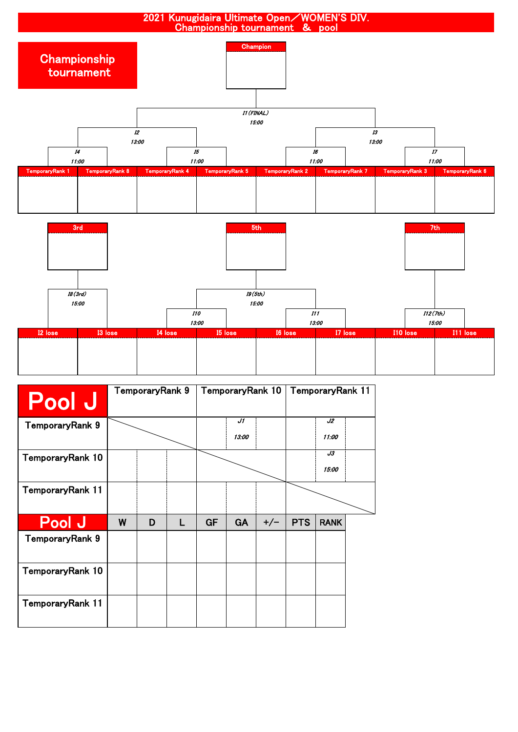# 2021 Kunugidaira Ultimate Open／WOMEN'S DIV.
## Championship tournament ＆ pool

## Championship tournament

**Champion**

I1 (FINAL) 15:00

I2 13:00

I3 13:00

I4 11:00

I5 11:00

I6 11:00

I7 11:00

| TemporaryRank 1 | TemporaryRank 8 | TemporaryRank 4 | TemporaryRank 5 | TemporaryRank 2 | TemporaryRank 7 | TemporaryRank 3 | TemporaryRank 6 |
|---|---|---|---|---|---|---|---|
| | | | | | | | |

**3rd**

**5th**

**7th**

I8 (3rd) 15:00

I9 (5th) 15:00

I10 13:00

I11 13:00

I12 (7th) 15:00

| I2 lose | I3 lose | I4 lose | I5 lose | I6 lose | I7 lose | I10 lose | I11 lose |
|---|---|---|---|---|---|---|---|
| | | | | | | | |

## Pool J

| Pool J | TemporaryRank 9 | TemporaryRank 10 | TemporaryRank 11 |
|---|---|---|---|
| TemporaryRank 9 | | J1 13:00 | J2 11:00 |
| TemporaryRank 10 | | | J3 15:00 |
| TemporaryRank 11 | | | |

| Pool J | W | D | L | GF | GA | +/− | PTS | RANK |
|---|---|---|---|---|---|---|---|---|
| TemporaryRank 9 | | | | | | | | |
| TemporaryRank 10 | | | | | | | | |
| TemporaryRank 11 | | | | | | | | |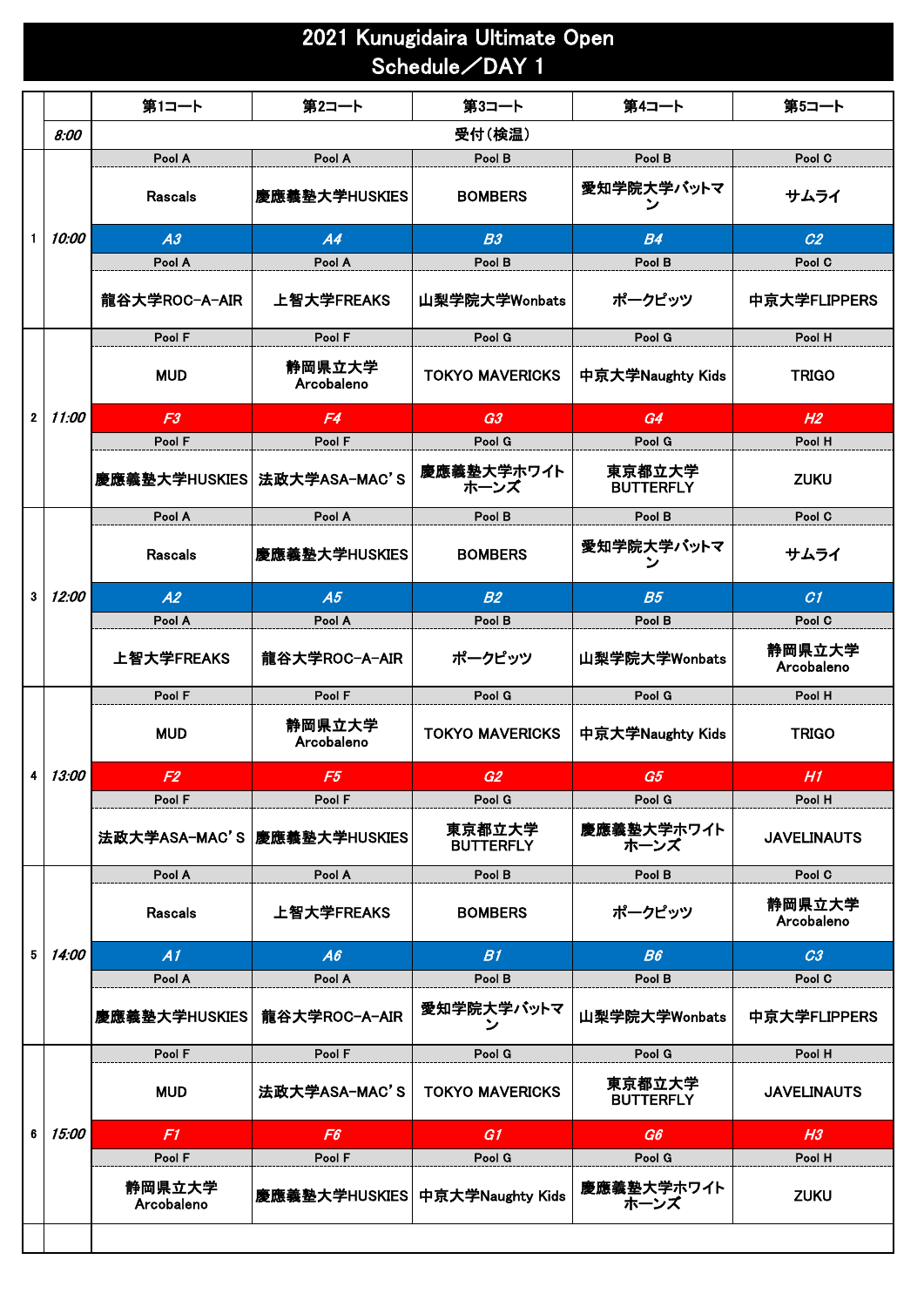# 2021 Kunugidaira Ultimate Open
## Schedule／DAY 1

| | | 第1コート | 第2コート | 第3コート | 第4コート | 第5コート |
|---|---|---|---|---|---|---|
| | *8:00* | 受付（検温） | | | | |
| 1 | *10:00* | Pool A | Pool A | Pool B | Pool B | Pool C |
| | | Rascals | 慶應義塾大学HUSKIES | BOMBERS | 愛知学院大学バットマン | サムライ |
| | | *A3* | *A4* | *B3* | *B4* | *C2* |
| | | Pool A | Pool A | Pool B | Pool B | Pool C |
| | | 龍谷大学ROC-A-AIR | 上智大学FREAKS | 山梨学院大学Wonbats | ポークピッツ | 中京大学FLIPPERS |
| 2 | *11:00* | Pool F | Pool F | Pool G | Pool G | Pool H |
| | | MUD | 静岡県立大学 Arcobaleno | TOKYO MAVERICKS | 中京大学Naughty Kids | TRIGO |
| | | *F3* | *F4* | *G3* | *G4* | *H2* |
| | | Pool F | Pool F | Pool G | Pool G | Pool H |
| | | 慶應義塾大学HUSKIES | 法政大学ASA-MAC'S | 慶應義塾大学ホワイトホーンズ | 東京都立大学 BUTTERFLY | ZUKU |
| 3 | *12:00* | Pool A | Pool A | Pool B | Pool B | Pool C |
| | | Rascals | 慶應義塾大学HUSKIES | BOMBERS | 愛知学院大学バットマン | サムライ |
| | | *A2* | *A5* | *B2* | *B5* | *C1* |
| | | Pool A | Pool A | Pool B | Pool B | Pool C |
| | | 上智大学FREAKS | 龍谷大学ROC-A-AIR | ポークピッツ | 山梨学院大学Wonbats | 静岡県立大学 Arcobaleno |
| 4 | *13:00* | Pool F | Pool F | Pool G | Pool G | Pool H |
| | | MUD | 静岡県立大学 Arcobaleno | TOKYO MAVERICKS | 中京大学Naughty Kids | TRIGO |
| | | *F2* | *F5* | *G2* | *G5* | *H1* |
| | | Pool F | Pool F | Pool G | Pool G | Pool H |
| | | 法政大学ASA-MAC'S | 慶應義塾大学HUSKIES | 東京都立大学 BUTTERFLY | 慶應義塾大学ホワイトホーンズ | JAVELINAUTS |
| 5 | *14:00* | Pool A | Pool A | Pool B | Pool B | Pool C |
| | | Rascals | 上智大学FREAKS | BOMBERS | ポークピッツ | 静岡県立大学 Arcobaleno |
| | | *A1* | *A6* | *B1* | *B6* | *C3* |
| | | Pool A | Pool A | Pool B | Pool B | Pool C |
| | | 慶應義塾大学HUSKIES | 龍谷大学ROC-A-AIR | 愛知学院大学バットマン | 山梨学院大学Wonbats | 中京大学FLIPPERS |
| 6 | *15:00* | Pool F | Pool F | Pool G | Pool G | Pool H |
| | | MUD | 法政大学ASA-MAC'S | TOKYO MAVERICKS | 東京都立大学 BUTTERFLY | JAVELINAUTS |
| | | *F1* | *F6* | *G1* | *G6* | *H3* |
| | | Pool F | Pool F | Pool G | Pool G | Pool H |
| | | 静岡県立大学 Arcobaleno | 慶應義塾大学HUSKIES | 中京大学Naughty Kids | 慶應義塾大学ホワイトホーンズ | ZUKU |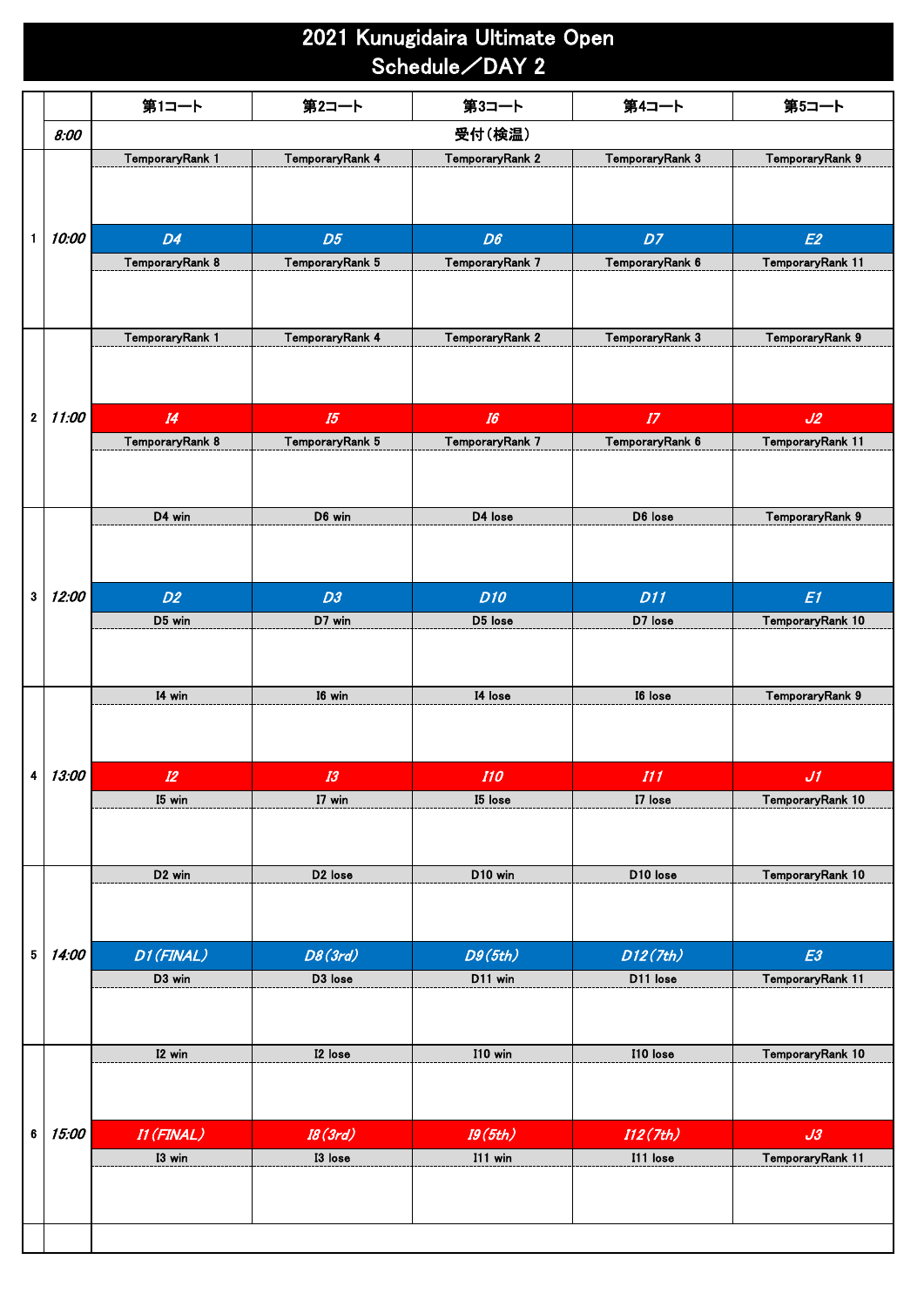# 2021 Kunugidaira Ultimate Open
## Schedule／DAY 2

| | | 第1コート | 第2コート | 第3コート | 第4コート | 第5コート |
|---|---|---|---|---|---|---|
| | 8:00 | 受付（検温） | | | | |
| 1 | 10:00 | TemporaryRank 1 | TemporaryRank 4 | TemporaryRank 2 | TemporaryRank 3 | TemporaryRank 9 |
| | | D4 | D5 | D6 | D7 | E2 |
| | | TemporaryRank 8 | TemporaryRank 5 | TemporaryRank 7 | TemporaryRank 6 | TemporaryRank 11 |
| 2 | 11:00 | TemporaryRank 1 | TemporaryRank 4 | TemporaryRank 2 | TemporaryRank 3 | TemporaryRank 9 |
| | | I4 | I5 | I6 | I7 | J2 |
| | | TemporaryRank 8 | TemporaryRank 5 | TemporaryRank 7 | TemporaryRank 6 | TemporaryRank 11 |
| 3 | 12:00 | D4 win | D6 win | D4 lose | D6 lose | TemporaryRank 9 |
| | | D2 | D3 | D10 | D11 | E1 |
| | | D5 win | D7 win | D5 lose | D7 lose | TemporaryRank 10 |
| 4 | 13:00 | I4 win | I6 win | I4 lose | I6 lose | TemporaryRank 9 |
| | | I2 | I3 | I10 | I11 | J1 |
| | | I5 win | I7 win | I5 lose | I7 lose | TemporaryRank 10 |
| 5 | 14:00 | D2 win | D2 lose | D10 win | D10 lose | TemporaryRank 10 |
| | | D1(FINAL) | D8(3rd) | D9(5th) | D12(7th) | E3 |
| | | D3 win | D3 lose | D11 win | D11 lose | TemporaryRank 11 |
| 6 | 15:00 | I2 win | I2 lose | I10 win | I10 lose | TemporaryRank 10 |
| | | I1(FINAL) | I8(3rd) | I9(5th) | I12(7th) | J3 |
| | | I3 win | I3 lose | I11 win | I11 lose | TemporaryRank 11 |